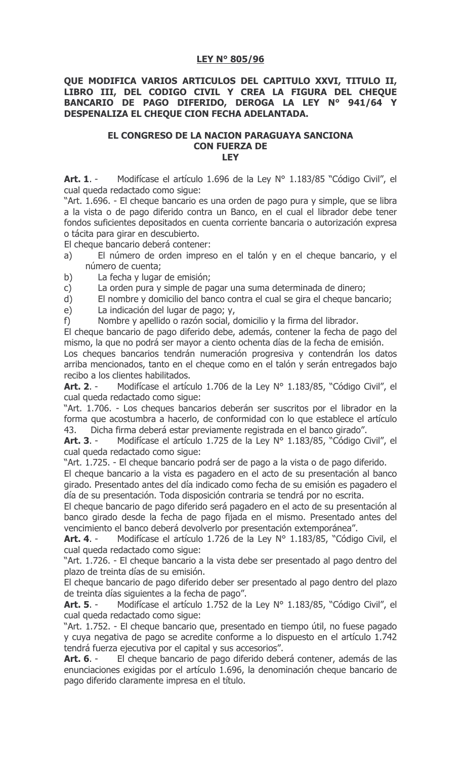# LEY N° 805/96

## QUE MODIFICA VARIOS ARTICULOS DEL CAPITULO XXVI, TITULO II, LIBRO III, DEL CODIGO CIVIL Y CREA LA FIGURA DEL CHEQUE BANCARIO DE PAGO DIFERIDO, DEROGA LA LEY N° 941/64 Y DESPENALIZA EL CHEQUE CION FECHA ADELANTADA.

### EL CONGRESO DE LA NACION PARAGUAYA SANCIONA CON FUERZA DE LEY

**Art. 1**. - Modifícase el artículo 1.696 de la Ley N° 1.183/85 "Código Civil", el cual queda redactado como sigue:

"Art. 1.696. - El cheque bancario es una orden de pago pura y simple, que se libra a la vista o de pago diferido contra un Banco, en el cual el librador debe tener fondos suficientes depositados en cuenta corriente bancaria o autorización expresa o tácita para girar en descubierto.

El cheque bancario deberá contener:

a) El número de orden impreso en el talón y en el cheque bancario, y el número de cuenta;
b) La fecha y lugar de emisión;
c) La orden pura y simple de pagar una suma determinada de dinero;
d) El nombre y domicilio del banco contra el cual se gira el cheque bancario;
e) La indicación del lugar de pago; y,
f) Nombre y apellido o razón social, domicilio y la firma del librador.

El cheque bancario de pago diferido debe, además, contener la fecha de pago del mismo, la que no podrá ser mayor a ciento ochenta días de la fecha de emisión.

Los cheques bancarios tendrán numeración progresiva y contendrán los datos arriba mencionados, tanto en el cheque como en el talón y serán entregados bajo recibo a los clientes habilitados.

**Art. 2**. - Modifícase el artículo 1.706 de la Ley N° 1.183/85, "Código Civil", el cual queda redactado como sigue:

"Art. 1.706. - Los cheques bancarios deberán ser suscritos por el librador en la forma que acostumbra a hacerlo, de conformidad con lo que establece el artículo 43. Dicha firma deberá estar previamente registrada en el banco girado".

**Art. 3**. - Modifícase el artículo 1.725 de la Ley N° 1.183/85, "Código Civil", el cual queda redactado como sigue:

"Art. 1.725. - El cheque bancario podrá ser de pago a la vista o de pago diferido.

El cheque bancario a la vista es pagadero en el acto de su presentación al banco girado. Presentado antes del día indicado como fecha de su emisión es pagadero el día de su presentación. Toda disposición contraria se tendrá por no escrita.

El cheque bancario de pago diferido será pagadero en el acto de su presentación al banco girado desde la fecha de pago fijada en el mismo. Presentado antes del vencimiento el banco deberá devolverlo por presentación extemporánea".

**Art. 4**. - Modifícase el artículo 1.726 de la Ley N° 1.183/85, "Código Civil, el cual queda redactado como sigue:

"Art. 1.726. - El cheque bancario a la vista debe ser presentado al pago dentro del plazo de treinta días de su emisión.

El cheque bancario de pago diferido deber ser presentado al pago dentro del plazo de treinta días siguientes a la fecha de pago".

**Art. 5**. - Modifícase el artículo 1.752 de la Ley N° 1.183/85, "Código Civil", el cual queda redactado como sigue:

"Art. 1.752. - El cheque bancario que, presentado en tiempo útil, no fuese pagado y cuya negativa de pago se acredite conforme a lo dispuesto en el artículo 1.742 tendrá fuerza ejecutiva por el capital y sus accesorios".

**Art. 6**. - El cheque bancario de pago diferido deberá contener, además de las enunciaciones exigidas por el artículo 1.696, la denominación cheque bancario de pago diferido claramente impresa en el título.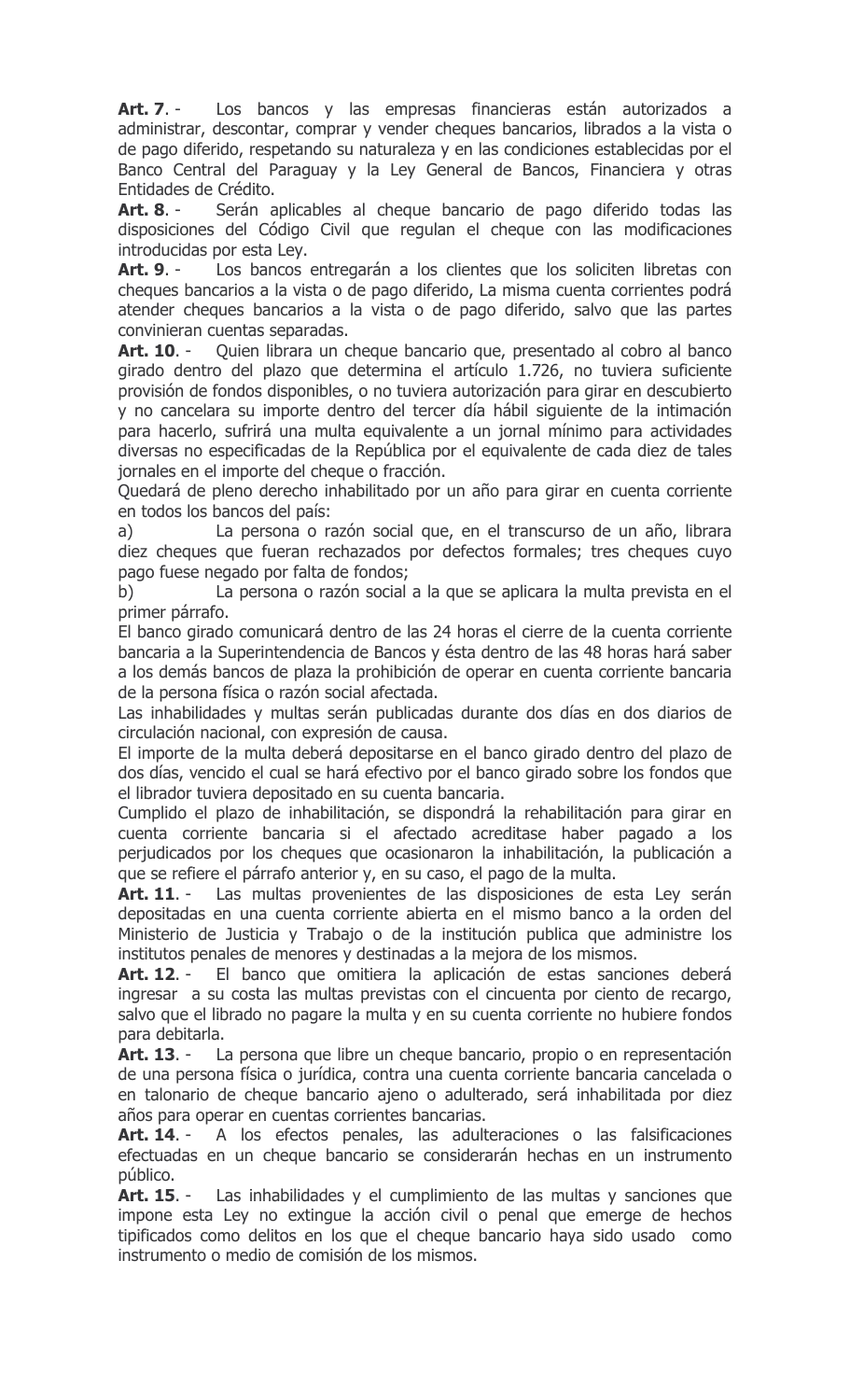**Art. 7**. - Los bancos y las empresas financieras están autorizados a administrar, descontar, comprar y vender cheques bancarios, librados a la vista o de pago diferido, respetando su naturaleza y en las condiciones establecidas por el Banco Central del Paraguay y la Ley General de Bancos, Financiera y otras Entidades de Crédito.

**Art. 8**. - Serán aplicables al cheque bancario de pago diferido todas las disposiciones del Código Civil que regulan el cheque con las modificaciones introducidas por esta Ley.

**Art. 9**. - Los bancos entregarán a los clientes que los soliciten libretas con cheques bancarios a la vista o de pago diferido, La misma cuenta corrientes podrá atender cheques bancarios a la vista o de pago diferido, salvo que las partes convinieran cuentas separadas.

**Art. 10**. - Quien librara un cheque bancario que, presentado al cobro al banco girado dentro del plazo que determina el artículo 1.726, no tuviera suficiente provisión de fondos disponibles, o no tuviera autorización para girar en descubierto y no cancelara su importe dentro del tercer día hábil siguiente de la intimación para hacerlo, sufrirá una multa equivalente a un jornal mínimo para actividades diversas no especificadas de la República por el equivalente de cada diez de tales jornales en el importe del cheque o fracción.

Quedará de pleno derecho inhabilitado por un año para girar en cuenta corriente en todos los bancos del país:

a) La persona o razón social que, en el transcurso de un año, librara diez cheques que fueran rechazados por defectos formales; tres cheques cuyo pago fuese negado por falta de fondos;

b) La persona o razón social a la que se aplicara la multa prevista en el primer párrafo.

El banco girado comunicará dentro de las 24 horas el cierre de la cuenta corriente bancaria a la Superintendencia de Bancos y ésta dentro de las 48 horas hará saber a los demás bancos de plaza la prohibición de operar en cuenta corriente bancaria de la persona física o razón social afectada.

Las inhabilidades y multas serán publicadas durante dos días en dos diarios de circulación nacional, con expresión de causa.

El importe de la multa deberá depositarse en el banco girado dentro del plazo de dos días, vencido el cual se hará efectivo por el banco girado sobre los fondos que el librador tuviera depositado en su cuenta bancaria.

Cumplido el plazo de inhabilitación, se dispondrá la rehabilitación para girar en cuenta corriente bancaria si el afectado acreditase haber pagado a los perjudicados por los cheques que ocasionaron la inhabilitación, la publicación a que se refiere el párrafo anterior y, en su caso, el pago de la multa.

**Art. 11**. - Las multas provenientes de las disposiciones de esta Ley serán depositadas en una cuenta corriente abierta en el mismo banco a la orden del Ministerio de Justicia y Trabajo o de la institución publica que administre los institutos penales de menores y destinadas a la mejora de los mismos.

**Art. 12**. - El banco que omitiera la aplicación de estas sanciones deberá ingresar a su costa las multas previstas con el cincuenta por ciento de recargo, salvo que el librado no pagare la multa y en su cuenta corriente no hubiere fondos para debitarla.

**Art. 13**. - La persona que libre un cheque bancario, propio o en representación de una persona física o jurídica, contra una cuenta corriente bancaria cancelada o en talonario de cheque bancario ajeno o adulterado, será inhabilitada por diez años para operar en cuentas corrientes bancarias.

**Art. 14**. - A los efectos penales, las adulteraciones o las falsificaciones efectuadas en un cheque bancario se considerarán hechas en un instrumento público.

**Art. 15**. - Las inhabilidades y el cumplimiento de las multas y sanciones que impone esta Ley no extingue la acción civil o penal que emerge de hechos tipificados como delitos en los que el cheque bancario haya sido usado como instrumento o medio de comisión de los mismos.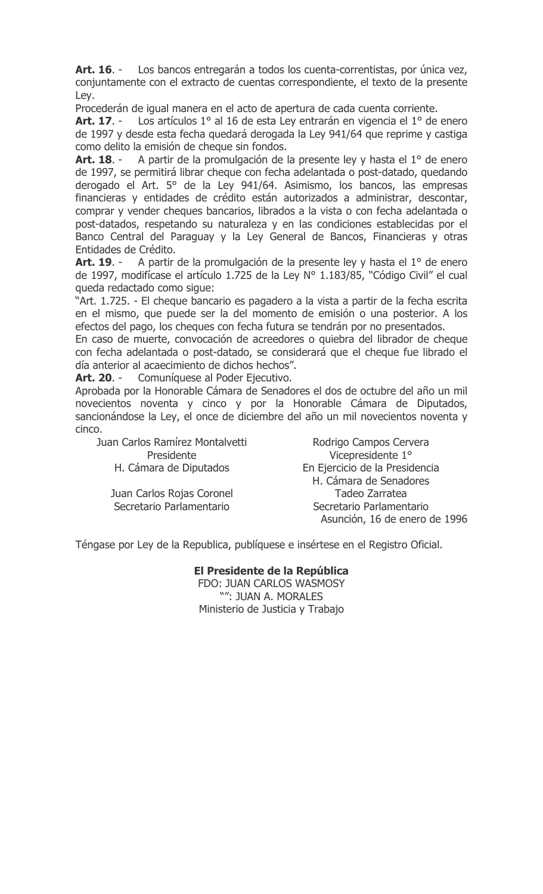**Art. 16**. - Los bancos entregarán a todos los cuenta-correntistas, por única vez, conjuntamente con el extracto de cuentas correspondiente, el texto de la presente Ley.

Procederán de igual manera en el acto de apertura de cada cuenta corriente.

**Art. 17**. - Los artículos 1° al 16 de esta Ley entrarán en vigencia el 1° de enero de 1997 y desde esta fecha quedará derogada la Ley 941/64 que reprime y castiga como delito la emisión de cheque sin fondos.

**Art. 18**. - A partir de la promulgación de la presente ley y hasta el 1° de enero de 1997, se permitirá librar cheque con fecha adelantada o post-datado, quedando derogado el Art. 5° de la Ley 941/64. Asimismo, los bancos, las empresas financieras y entidades de crédito están autorizados a administrar, descontar, comprar y vender cheques bancarios, librados a la vista o con fecha adelantada o post-datados, respetando su naturaleza y en las condiciones establecidas por el Banco Central del Paraguay y la Ley General de Bancos, Financieras y otras Entidades de Crédito.

**Art. 19**. - A partir de la promulgación de la presente ley y hasta el 1° de enero de 1997, modifícase el artículo 1.725 de la Ley N° 1.183/85, "Código Civil" el cual queda redactado como sigue:

"Art. 1.725. - El cheque bancario es pagadero a la vista a partir de la fecha escrita en el mismo, que puede ser la del momento de emisión o una posterior. A los efectos del pago, los cheques con fecha futura se tendrán por no presentados.

En caso de muerte, convocación de acreedores o quiebra del librador de cheque con fecha adelantada o post-datado, se considerará que el cheque fue librado el día anterior al acaecimiento de dichos hechos".

**Art. 20**. - Comuníquese al Poder Ejecutivo.

Aprobada por la Honorable Cámara de Senadores el dos de octubre del año un mil novecientos noventa y cinco y por la Honorable Cámara de Diputados, sancionándose la Ley, el once de diciembre del año un mil novecientos noventa y cinco.

Juan Carlos Ramírez Montalvetti
Presidente
H. Cámara de Diputados

Juan Carlos Rojas Coronel
Secretario Parlamentario

Rodrigo Campos Cervera
Vicepresidente 1°
En Ejercicio de la Presidencia
H. Cámara de Senadores

Tadeo Zarratea
Secretario Parlamentario

Asunción, 16 de enero de 1996

Téngase por Ley de la Republica, publíquese e insértese en el Registro Oficial.

**El Presidente de la República**
FDO: JUAN CARLOS WASMOSY
"": JUAN A. MORALES
Ministerio de Justicia y Trabajo